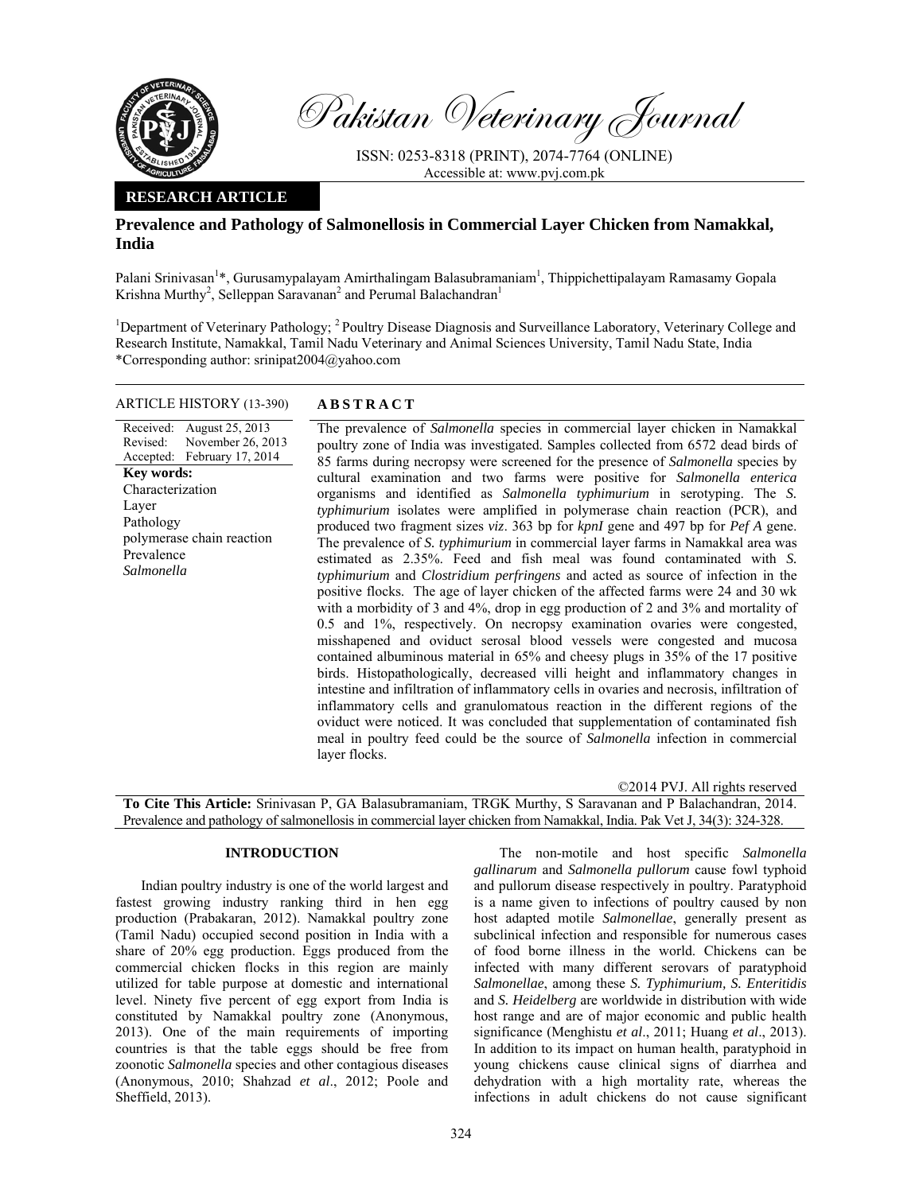# Pakistan Veterinary Journal

ISSN: 0253-8318 (PRINT), 2074-7764 (ONLINE)
Accessible at: www.pvj.com.pk

**RESEARCH ARTICLE**

## Prevalence and Pathology of Salmonellosis in Commercial Layer Chicken from Namakkal, India

Palani Srinivasan[1]*, Gurusamypalayam Amirthalingam Balasubramaniam[1], Thippichettipalayam Ramasamy Gopala Krishna Murthy[2], Selleppan Saravanan[2] and Perumal Balachandran[1]

[1]Department of Veterinary Pathology; [2]Poultry Disease Diagnosis and Surveillance Laboratory, Veterinary College and Research Institute, Namakkal, Tamil Nadu Veterinary and Animal Sciences University, Tamil Nadu State, India
*Corresponding author: srinipat2004@yahoo.com

**ARTICLE HISTORY** (13-390)

Received: August 25, 2013
Revised: November 26, 2013
Accepted: February 17, 2014

**Key words:**
Characterization
Layer
Pathology
polymerase chain reaction
Prevalence
*Salmonella*

**ABSTRACT**

The prevalence of *Salmonella* species in commercial layer chicken in Namakkal poultry zone of India was investigated. Samples collected from 6572 dead birds of 85 farms during necropsy were screened for the presence of *Salmonella* species by cultural examination and two farms were positive for *Salmonella enterica* organisms and identified as *Salmonella typhimurium* in serotyping. The *S. typhimurium* isolates were amplified in polymerase chain reaction (PCR), and produced two fragment sizes *viz*. 363 bp for *kpnI* gene and 497 bp for *Pef A* gene. The prevalence of *S. typhimurium* in commercial layer farms in Namakkal area was estimated as 2.35%. Feed and fish meal was found contaminated with *S. typhimurium* and *Clostridium perfringens* and acted as source of infection in the positive flocks. The age of layer chicken of the affected farms were 24 and 30 wk with a morbidity of 3 and 4%, drop in egg production of 2 and 3% and mortality of 0.5 and 1%, respectively. On necropsy examination ovaries were congested, misshapened and oviduct serosal blood vessels were congested and mucosa contained albuminous material in 65% and cheesy plugs in 35% of the 17 positive birds. Histopathologically, decreased villi height and inflammatory changes in intestine and infiltration of inflammatory cells in ovaries and necrosis, infiltration of inflammatory cells and granulomatous reaction in the different regions of the oviduct were noticed. It was concluded that supplementation of contaminated fish meal in poultry feed could be the source of *Salmonella* infection in commercial layer flocks.

©2014 PVJ. All rights reserved

**To Cite This Article:** Srinivasan P, GA Balasubramaniam, TRGK Murthy, S Saravanan and P Balachandran, 2014. Prevalence and pathology of salmonellosis in commercial layer chicken from Namakkal, India. Pak Vet J, 34(3): 324-328.

### INTRODUCTION

Indian poultry industry is one of the world largest and fastest growing industry ranking third in hen egg production (Prabakaran, 2012). Namakkal poultry zone (Tamil Nadu) occupied second position in India with a share of 20% egg production. Eggs produced from the commercial chicken flocks in this region are mainly utilized for table purpose at domestic and international level. Ninety five percent of egg export from India is constituted by Namakkal poultry zone (Anonymous, 2013). One of the main requirements of importing countries is that the table eggs should be free from zoonotic *Salmonella* species and other contagious diseases (Anonymous, 2010; Shahzad *et al*., 2012; Poole and Sheffield, 2013).

The non-motile and host specific *Salmonella gallinarum* and *Salmonella pullorum* cause fowl typhoid and pullorum disease respectively in poultry. Paratyphoid is a name given to infections of poultry caused by non host adapted motile *Salmonellae*, generally present as subclinical infection and responsible for numerous cases of food borne illness in the world. Chickens can be infected with many different serovars of paratyphoid *Salmonellae*, among these *S. Typhimurium, S. Enteritidis* and *S. Heidelberg* are worldwide in distribution with wide host range and are of major economic and public health significance (Menghistu *et al*., 2011; Huang *et al*., 2013). In addition to its impact on human health, paratyphoid in young chickens cause clinical signs of diarrhea and dehydration with a high mortality rate, whereas the infections in adult chickens do not cause significant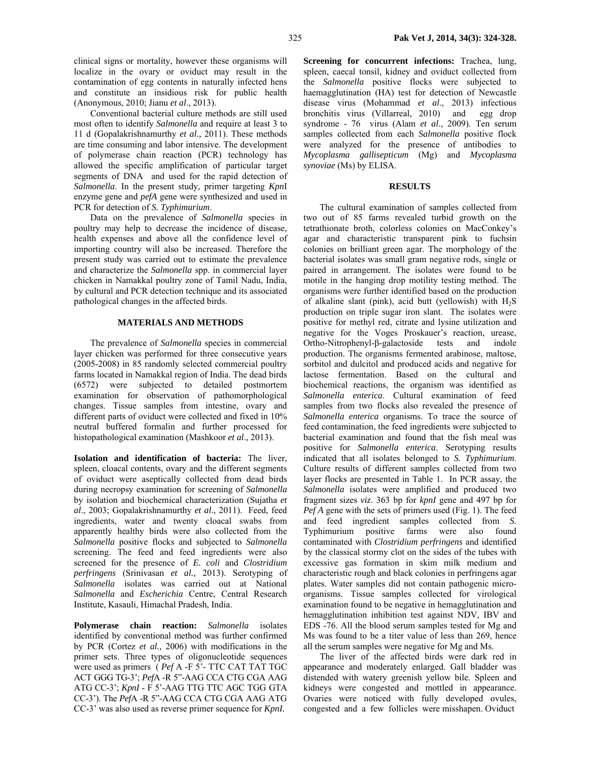clinical signs or mortality, however these organisms will localize in the ovary or oviduct may result in the contamination of egg contents in naturally infected hens and constitute an insidious risk for public health (Anonymous, 2010; Jianu *et al*., 2013).

Conventional bacterial culture methods are still used most often to identify *Salmonella* and require at least 3 to 11 d (Gopalakrishnamurthy *et al.,* 2011). These methods are time consuming and labor intensive. The development of polymerase chain reaction (PCR) technology has allowed the specific amplification of particular target segments of DNA and used for the rapid detection of *Salmonella*. In the present study, primer targeting *Kpn*I enzyme gene and *pefA* gene were synthesized and used in PCR for detection of *S. Typhimurium*.

Data on the prevalence of *Salmonella* species in poultry may help to decrease the incidence of disease, health expenses and above all the confidence level of importing country will also be increased. Therefore the present study was carried out to estimate the prevalence and characterize the *Salmonella* spp. in commercial layer chicken in Namakkal poultry zone of Tamil Nadu, India, by cultural and PCR detection technique and its associated pathological changes in the affected birds.

## MATERIALS AND METHODS

The prevalence of *Salmonella* species in commercial layer chicken was performed for three consecutive years (2005-2008) in 85 randomly selected commercial poultry farms located in Namakkal region of India. The dead birds (6572) were subjected to detailed postmortem examination for observation of pathomorphological changes. Tissue samples from intestine, ovary and different parts of oviduct were collected and fixed in 10% neutral buffered formalin and further processed for histopathological examination (Mashkoor *et al*., 2013).

**Isolation and identification of bacteria:** The liver, spleen, cloacal contents, ovary and the different segments of oviduct were aseptically collected from dead birds during necropsy examination for screening of *Salmonella* by isolation and biochemical characterization (Sujatha *et al*., 2003; Gopalakrishnamurthy *et al*., 2011). Feed, feed ingredients, water and twenty cloacal swabs from apparently healthy birds were also collected from the *Salmonella* positive flocks and subjected to *Salmonella* screening. The feed and feed ingredients were also screened for the presence of *E. coli* and *Clostridium perfringens* (Srinivasan *et al.,* 2013). Serotyping of *Salmonella* isolates was carried out at National *Salmonella* and *Escherichia* Centre, Central Research Institute, Kasauli, Himachal Pradesh, India.

**Polymerase chain reaction:** *Salmonella* isolates identified by conventional method was further confirmed by PCR (Cortez *et al.,* 2006) with modifications in the primer sets. Three types of oligonucleotide sequences were used as primers ( *Pef* A -F 5'- TTC CAT TAT TGC ACT GGG TG-3'; *Pef*A -R 5"-AAG CCA CTG CGA AAG ATG CC-3'; *KpnI* - F 5'-AAG TTG TTC AGC TGG GTA CC-3'). The *Pef*A -R 5"-AAG CCA CTG CGA AAG ATG CC-3' was also used as reverse primer sequence for *KpnI.*

**Screening for concurrent infections:** Trachea, lung, spleen, caecal tonsil, kidney and oviduct collected from the *Salmonella* positive flocks were subjected to haemagglutination (HA) test for detection of Newcastle disease virus (Mohammad *et al*., 2013) infectious bronchitis virus (Villarreal, 2010) and egg drop syndrome - 76 virus (Alam *et al*., 2009). Ten serum samples collected from each *Salmonella* positive flock were analyzed for the presence of antibodies to *Mycoplasma gallisepticum* (Mg) and *Mycoplasma synoviae* (Ms) by ELISA.

## RESULTS

The cultural examination of samples collected from two out of 85 farms revealed turbid growth on the tetrathionate broth, colorless colonies on MacConkey's agar and characteristic transparent pink to fuchsin colonies on brilliant green agar. The morphology of the bacterial isolates was small gram negative rods, single or paired in arrangement. The isolates were found to be motile in the hanging drop motility testing method. The organisms were further identified based on the production of alkaline slant (pink), acid butt (yellowish) with $H_2S$ production on triple sugar iron slant. The isolates were positive for methyl red, citrate and lysine utilization and negative for the Voges Proskauer's reaction, urease, Ortho-Nitrophenyl-β-galactoside tests and indole production. The organisms fermented arabinose, maltose, sorbitol and dulcitol and produced acids and negative for lactose fermentation. Based on the cultural and biochemical reactions, the organism was identified as *Salmonella enterica*. Cultural examination of feed samples from two flocks also revealed the presence of *Salmonella enterica* organisms. To trace the source of feed contamination, the feed ingredients were subjected to bacterial examination and found that the fish meal was positive for *Salmonella enterica*. Serotyping results indicated that all isolates belonged to *S. Typhimurium*. Culture results of different samples collected from two layer flocks are presented in Table 1. In PCR assay, the *Salmonella* isolates were amplified and produced two fragment sizes *viz*. 363 bp for *kpnI* gene and 497 bp for *Pef A* gene with the sets of primers used (Fig. 1). The feed and feed ingredient samples collected from *S.* Typhimurium positive farms were also found contaminated with *Clostridium perfringens* and identified by the classical stormy clot on the sides of the tubes with excessive gas formation in skim milk medium and characteristic rough and black colonies in perfringens agar plates. Water samples did not contain pathogenic micro-organisms. Tissue samples collected for virological examination found to be negative in hemagglutination and hemagglutination inhibition test against NDV, IBV and EDS -76. All the blood serum samples tested for Mg and Ms was found to be a titer value of less than 269, hence all the serum samples were negative for Mg and Ms.

The liver of the affected birds were dark red in appearance and moderately enlarged. Gall bladder was distended with watery greenish yellow bile. Spleen and kidneys were congested and mottled in appearance. Ovaries were noticed with fully developed ovules, congested and a few follicles were misshapen. Oviduct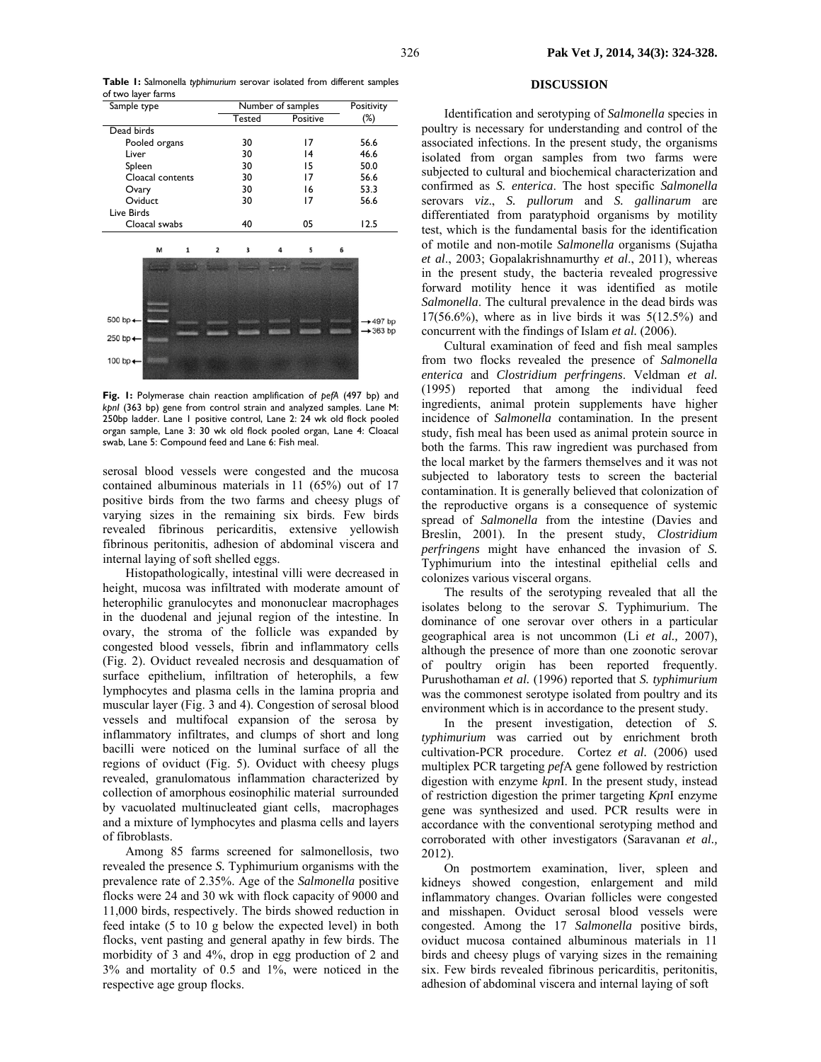**Table 1:** Salmonella *typhimurium* serovar isolated from different samples of two layer farms

| Sample type | Number of samples | | Positivity |
|---|---|---|---|
| | Tested | Positive | (%) |
| Dead birds | | | |
| Pooled organs | 30 | 17 | 56.6 |
| Liver | 30 | 14 | 46.6 |
| Spleen | 30 | 15 | 50.0 |
| Cloacal contents | 30 | 17 | 56.6 |
| Ovary | 30 | 16 | 53.3 |
| Oviduct | 30 | 17 | 56.6 |
| Live Birds | | | |
| Cloacal swabs | 40 | 05 | 12.5 |

**Fig. 1:** Polymerase chain reaction amplification of *pefA* (497 bp) and *kpnI* (363 bp) gene from control strain and analyzed samples. Lane M: 250bp ladder. Lane 1 positive control, Lane 2: 24 wk old flock pooled organ sample, Lane 3: 30 wk old flock pooled organ, Lane 4: Cloacal swab, Lane 5: Compound feed and Lane 6: Fish meal.

serosal blood vessels were congested and the mucosa contained albuminous materials in 11 (65%) out of 17 positive birds from the two farms and cheesy plugs of varying sizes in the remaining six birds. Few birds revealed fibrinous pericarditis, extensive yellowish fibrinous peritonitis, adhesion of abdominal viscera and internal laying of soft shelled eggs.

Histopathologically, intestinal villi were decreased in height, mucosa was infiltrated with moderate amount of heterophilic granulocytes and mononuclear macrophages in the duodenal and jejunal region of the intestine. In ovary, the stroma of the follicle was expanded by congested blood vessels, fibrin and inflammatory cells (Fig. 2). Oviduct revealed necrosis and desquamation of surface epithelium, infiltration of heterophils, a few lymphocytes and plasma cells in the lamina propria and muscular layer (Fig. 3 and 4). Congestion of serosal blood vessels and multifocal expansion of the serosa by inflammatory infiltrates, and clumps of short and long bacilli were noticed on the luminal surface of all the regions of oviduct (Fig. 5). Oviduct with cheesy plugs revealed, granulomatous inflammation characterized by collection of amorphous eosinophilic material surrounded by vacuolated multinucleated giant cells, macrophages and a mixture of lymphocytes and plasma cells and layers of fibroblasts.

Among 85 farms screened for salmonellosis, two revealed the presence *S.* Typhimurium organisms with the prevalence rate of 2.35%. Age of the *Salmonella* positive flocks were 24 and 30 wk with flock capacity of 9000 and 11,000 birds, respectively. The birds showed reduction in feed intake (5 to 10 g below the expected level) in both flocks, vent pasting and general apathy in few birds. The morbidity of 3 and 4%, drop in egg production of 2 and 3% and mortality of 0.5 and 1%, were noticed in the respective age group flocks.

## DISCUSSION

Identification and serotyping of *Salmonella* species in poultry is necessary for understanding and control of the associated infections. In the present study, the organisms isolated from organ samples from two farms were subjected to cultural and biochemical characterization and confirmed as *S. enterica*. The host specific *Salmonella* serovars *viz*., *S. pullorum* and *S. gallinarum* are differentiated from paratyphoid organisms by motility test, which is the fundamental basis for the identification of motile and non-motile *Salmonella* organisms (Sujatha *et al*., 2003; Gopalakrishnamurthy *et al*., 2011), whereas in the present study, the bacteria revealed progressive forward motility hence it was identified as motile *Salmonella*. The cultural prevalence in the dead birds was 17(56.6%), where as in live birds it was 5(12.5%) and concurrent with the findings of Islam *et al.* (2006).

Cultural examination of feed and fish meal samples from two flocks revealed the presence of *Salmonella enterica* and *Clostridium perfringens*. Veldman *et al.* (1995) reported that among the individual feed ingredients, animal protein supplements have higher incidence of *Salmonella* contamination. In the present study, fish meal has been used as animal protein source in both the farms. This raw ingredient was purchased from the local market by the farmers themselves and it was not subjected to laboratory tests to screen the bacterial contamination. It is generally believed that colonization of the reproductive organs is a consequence of systemic spread of *Salmonella* from the intestine (Davies and Breslin, 2001). In the present study, *Clostridium perfringens* might have enhanced the invasion of *S.* Typhimurium into the intestinal epithelial cells and colonizes various visceral organs.

The results of the serotyping revealed that all the isolates belong to the serovar *S*. Typhimurium. The dominance of one serovar over others in a particular geographical area is not uncommon (Li *et al.,* 2007), although the presence of more than one zoonotic serovar of poultry origin has been reported frequently. Purushothaman *et al.* (1996) reported that *S. typhimurium* was the commonest serotype isolated from poultry and its environment which is in accordance to the present study.

In the present investigation, detection of *S. typhimurium* was carried out by enrichment broth cultivation-PCR procedure. Cortez *et al.* (2006) used multiplex PCR targeting *pef*A gene followed by restriction digestion with enzyme *kpn*I. In the present study, instead of restriction digestion the primer targeting *Kpn*I enzyme gene was synthesized and used. PCR results were in accordance with the conventional serotyping method and corroborated with other investigators (Saravanan *et al.,* 2012).

On postmortem examination, liver, spleen and kidneys showed congestion, enlargement and mild inflammatory changes. Ovarian follicles were congested and misshapen. Oviduct serosal blood vessels were congested. Among the 17 *Salmonella* positive birds, oviduct mucosa contained albuminous materials in 11 birds and cheesy plugs of varying sizes in the remaining six. Few birds revealed fibrinous pericarditis, peritonitis, adhesion of abdominal viscera and internal laying of soft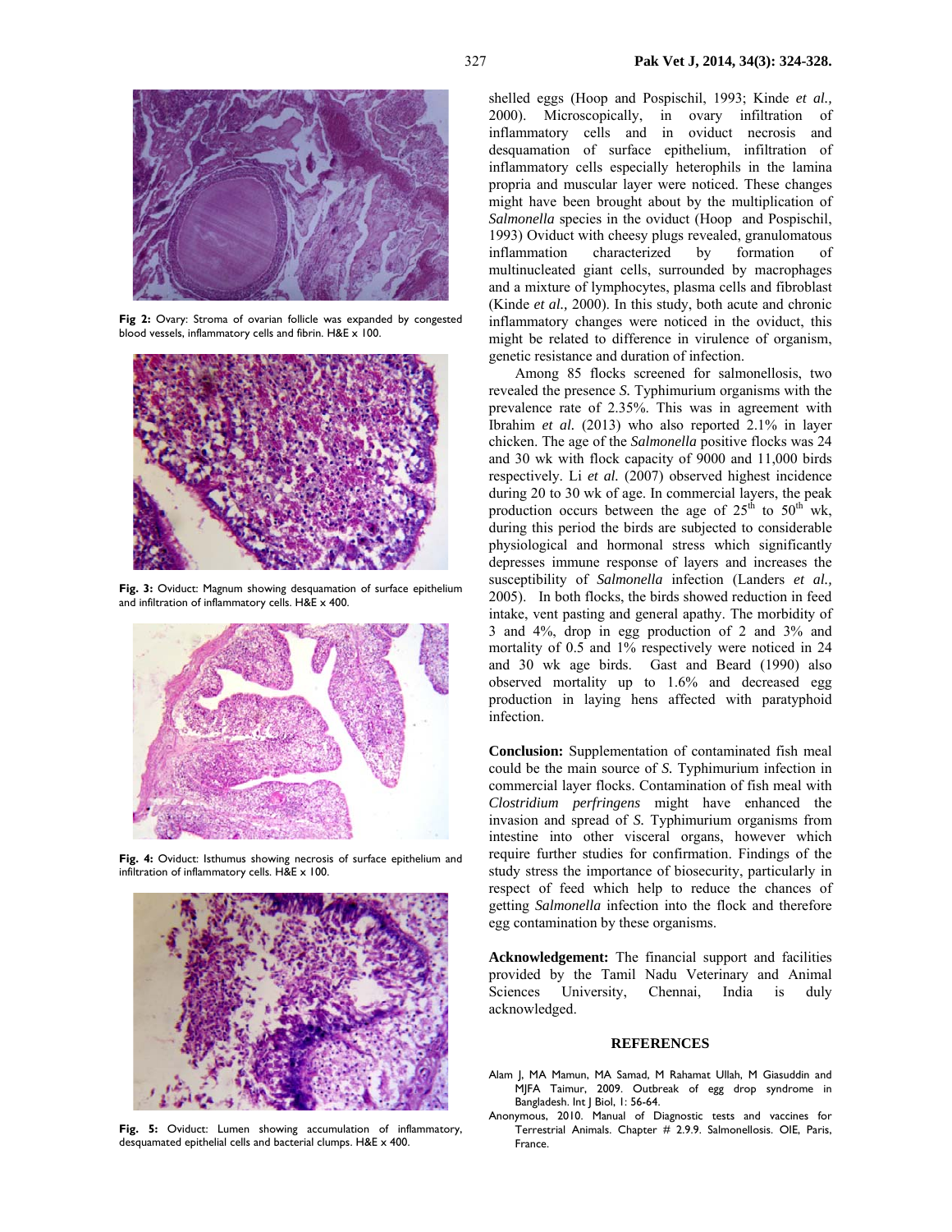Fig 2: Ovary: Stroma of ovarian follicle was expanded by congested blood vessels, inflammatory cells and fibrin. H&E x 100.

Fig. 3: Oviduct: Magnum showing desquamation of surface epithelium and infiltration of inflammatory cells. H&E x 400.

Fig. 4: Oviduct: Isthumus showing necrosis of surface epithelium and infiltration of inflammatory cells. H&E x 100.

Fig. 5: Oviduct: Lumen showing accumulation of inflammatory, desquamated epithelial cells and bacterial clumps. H&E x 400.

shelled eggs (Hoop and Pospischil, 1993; Kinde *et al.,* 2000). Microscopically, in ovary infiltration of inflammatory cells and in oviduct necrosis and desquamation of surface epithelium, infiltration of inflammatory cells especially heterophils in the lamina propria and muscular layer were noticed. These changes might have been brought about by the multiplication of *Salmonella* species in the oviduct (Hoop and Pospischil, 1993) Oviduct with cheesy plugs revealed, granulomatous inflammation characterized by formation of multinucleated giant cells, surrounded by macrophages and a mixture of lymphocytes, plasma cells and fibroblast (Kinde *et al.,* 2000). In this study, both acute and chronic inflammatory changes were noticed in the oviduct, this might be related to difference in virulence of organism, genetic resistance and duration of infection.

Among 85 flocks screened for salmonellosis, two revealed the presence *S.* Typhimurium organisms with the prevalence rate of 2.35%. This was in agreement with Ibrahim *et al.* (2013) who also reported 2.1% in layer chicken. The age of the *Salmonella* positive flocks was 24 and 30 wk with flock capacity of 9000 and 11,000 birds respectively. Li *et al.* (2007) observed highest incidence during 20 to 30 wk of age. In commercial layers, the peak production occurs between the age of 25th to 50th wk, during this period the birds are subjected to considerable physiological and hormonal stress which significantly depresses immune response of layers and increases the susceptibility of *Salmonella* infection (Landers *et al.,* 2005). In both flocks, the birds showed reduction in feed intake, vent pasting and general apathy. The morbidity of 3 and 4%, drop in egg production of 2 and 3% and mortality of 0.5 and 1% respectively were noticed in 24 and 30 wk age birds. Gast and Beard (1990) also observed mortality up to 1.6% and decreased egg production in laying hens affected with paratyphoid infection.

**Conclusion:** Supplementation of contaminated fish meal could be the main source of *S.* Typhimurium infection in commercial layer flocks. Contamination of fish meal with *Clostridium perfringens* might have enhanced the invasion and spread of *S.* Typhimurium organisms from intestine into other visceral organs, however which require further studies for confirmation. Findings of the study stress the importance of biosecurity, particularly in respect of feed which help to reduce the chances of getting *Salmonella* infection into the flock and therefore egg contamination by these organisms.

**Acknowledgement:** The financial support and facilities provided by the Tamil Nadu Veterinary and Animal Sciences University, Chennai, India is duly acknowledged.

## REFERENCES

Alam J, MA Mamun, MA Samad, M Rahamat Ullah, M Giasuddin and MJFA Taimur, 2009. Outbreak of egg drop syndrome in Bangladesh. Int J Biol, 1: 56-64.

Anonymous, 2010. Manual of Diagnostic tests and vaccines for Terrestrial Animals. Chapter # 2.9.9. Salmonellosis. OIE, Paris, France.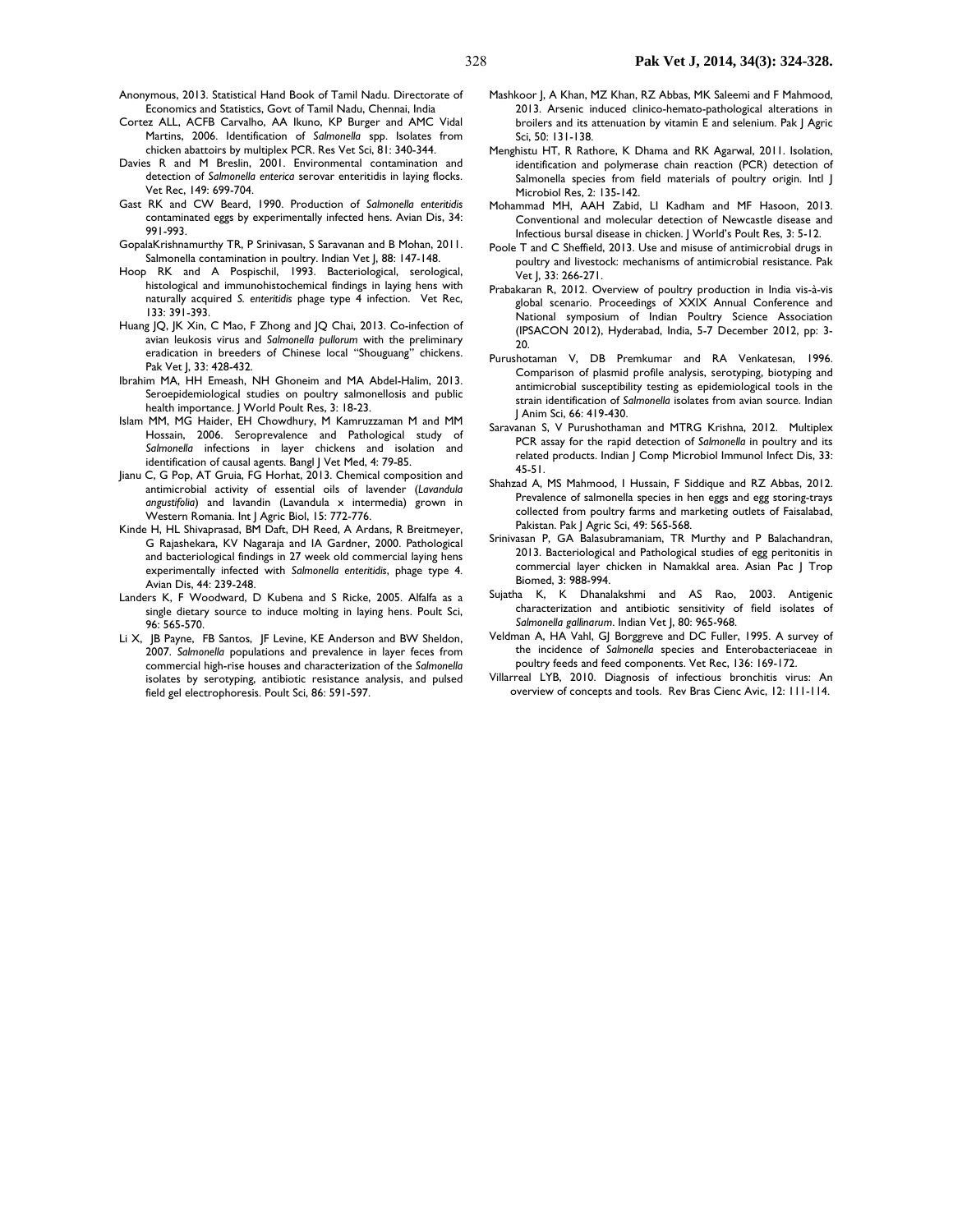Anonymous, 2013. Statistical Hand Book of Tamil Nadu. Directorate of Economics and Statistics, Govt of Tamil Nadu, Chennai, India

Cortez ALL, ACFB Carvalho, AA Ikuno, KP Burger and AMC Vidal Martins, 2006. Identification of *Salmonella* spp. Isolates from chicken abattoirs by multiplex PCR. Res Vet Sci, 81: 340-344.

Davies R and M Breslin, 2001. Environmental contamination and detection of *Salmonella enterica* serovar enteritidis in laying flocks. Vet Rec, 149: 699-704.

Gast RK and CW Beard, 1990. Production of *Salmonella enteritidis* contaminated eggs by experimentally infected hens. Avian Dis, 34: 991-993.

GopalaKrishnamurthy TR, P Srinivasan, S Saravanan and B Mohan, 2011. Salmonella contamination in poultry. Indian Vet J, 88: 147-148.

Hoop RK and A Pospischil, 1993. Bacteriological, serological, histological and immunohistochemical findings in laying hens with naturally acquired *S. enteritidis* phage type 4 infection. Vet Rec, 133: 391-393.

Huang JQ, JK Xin, C Mao, F Zhong and JQ Chai, 2013. Co-infection of avian leukosis virus and *Salmonella pullorum* with the preliminary eradication in breeders of Chinese local "Shouguang" chickens. Pak Vet J, 33: 428-432.

Ibrahim MA, HH Emeash, NH Ghoneim and MA Abdel-Halim, 2013. Seroepidemiological studies on poultry salmonellosis and public health importance. J World Poult Res, 3: 18-23.

Islam MM, MG Haider, EH Chowdhury, M Kamruzzaman M and MM Hossain, 2006. Seroprevalence and Pathological study of *Salmonella* infections in layer chickens and isolation and identification of causal agents. Bangl J Vet Med, 4: 79-85.

Jianu C, G Pop, AT Gruia, FG Horhat, 2013. Chemical composition and antimicrobial activity of essential oils of lavender (*Lavandula angustifolia*) and lavandin (Lavandula x intermedia) grown in Western Romania. Int J Agric Biol, 15: 772-776.

Kinde H, HL Shivaprasad, BM Daft, DH Reed, A Ardans, R Breitmeyer, G Rajashekara, KV Nagaraja and IA Gardner, 2000. Pathological and bacteriological findings in 27 week old commercial laying hens experimentally infected with *Salmonella enteritidis*, phage type 4. Avian Dis, 44: 239-248.

Landers K, F Woodward, D Kubena and S Ricke, 2005. Alfalfa as a single dietary source to induce molting in laying hens. Poult Sci, 96: 565-570.

Li X, JB Payne, FB Santos, JF Levine, KE Anderson and BW Sheldon, 2007. *Salmonella* populations and prevalence in layer feces from commercial high-rise houses and characterization of the *Salmonella* isolates by serotyping, antibiotic resistance analysis, and pulsed field gel electrophoresis. Poult Sci, 86: 591-597.

Mashkoor J, A Khan, MZ Khan, RZ Abbas, MK Saleemi and F Mahmood, 2013. Arsenic induced clinico-hemato-pathological alterations in broilers and its attenuation by vitamin E and selenium. Pak J Agric Sci, 50: 131-138.

Menghistu HT, R Rathore, K Dhama and RK Agarwal, 2011. Isolation, identification and polymerase chain reaction (PCR) detection of Salmonella species from field materials of poultry origin. Intl J Microbiol Res, 2: 135-142.

Mohammad MH, AAH Zabid, LI Kadham and MF Hasoon, 2013. Conventional and molecular detection of Newcastle disease and Infectious bursal disease in chicken. J World's Poult Res, 3: 5-12.

Poole T and C Sheffield, 2013. Use and misuse of antimicrobial drugs in poultry and livestock: mechanisms of antimicrobial resistance. Pak Vet J, 33: 266-271.

Prabakaran R, 2012. Overview of poultry production in India vis-à-vis global scenario. Proceedings of XXIX Annual Conference and National symposium of Indian Poultry Science Association (IPSACON 2012), Hyderabad, India, 5-7 December 2012, pp: 3-20.

Purushotaman V, DB Premkumar and RA Venkatesan, 1996. Comparison of plasmid profile analysis, serotyping, biotyping and antimicrobial susceptibility testing as epidemiological tools in the strain identification of *Salmonella* isolates from avian source. Indian J Anim Sci, 66: 419-430.

Saravanan S, V Purushothaman and MTRG Krishna, 2012. Multiplex PCR assay for the rapid detection of *Salmonella* in poultry and its related products. Indian J Comp Microbiol Immunol Infect Dis, 33: 45-51.

Shahzad A, MS Mahmood, I Hussain, F Siddique and RZ Abbas, 2012. Prevalence of salmonella species in hen eggs and egg storing-trays collected from poultry farms and marketing outlets of Faisalabad, Pakistan. Pak J Agric Sci, 49: 565-568.

Srinivasan P, GA Balasubramaniam, TR Murthy and P Balachandran, 2013. Bacteriological and Pathological studies of egg peritonitis in commercial layer chicken in Namakkal area. Asian Pac J Trop Biomed, 3: 988-994.

Sujatha K, K Dhanalakshmi and AS Rao, 2003. Antigenic characterization and antibiotic sensitivity of field isolates of *Salmonella gallinarum*. Indian Vet J, 80: 965-968.

Veldman A, HA Vahl, GJ Borggreve and DC Fuller, 1995. A survey of the incidence of *Salmonella* species and Enterobacteriaceae in poultry feeds and feed components. Vet Rec, 136: 169-172.

Villarreal LYB, 2010. Diagnosis of infectious bronchitis virus: An overview of concepts and tools. Rev Bras Cienc Avic, 12: 111-114.